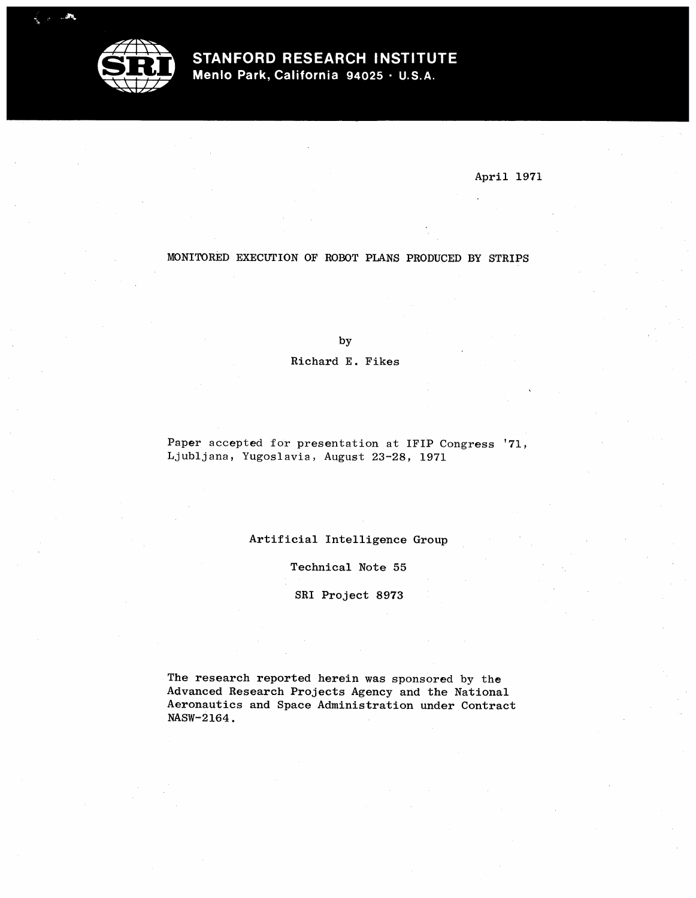**STANFORD RESEARCH INSTITUTE**
**Menlo Park, California 94025 · U.S.A.**

April 1971

# MONITORED EXECUTION OF ROBOT PLANS PRODUCED BY STRIPS

by

Richard E. Fikes

Paper accepted for presentation at IFIP Congress '71, Ljubljana, Yugoslavia, August 23-28, 1971

Artificial Intelligence Group

Technical Note 55

SRI Project 8973

The research reported herein was sponsored by the Advanced Research Projects Agency and the National Aeronautics and Space Administration under Contract NASW-2164.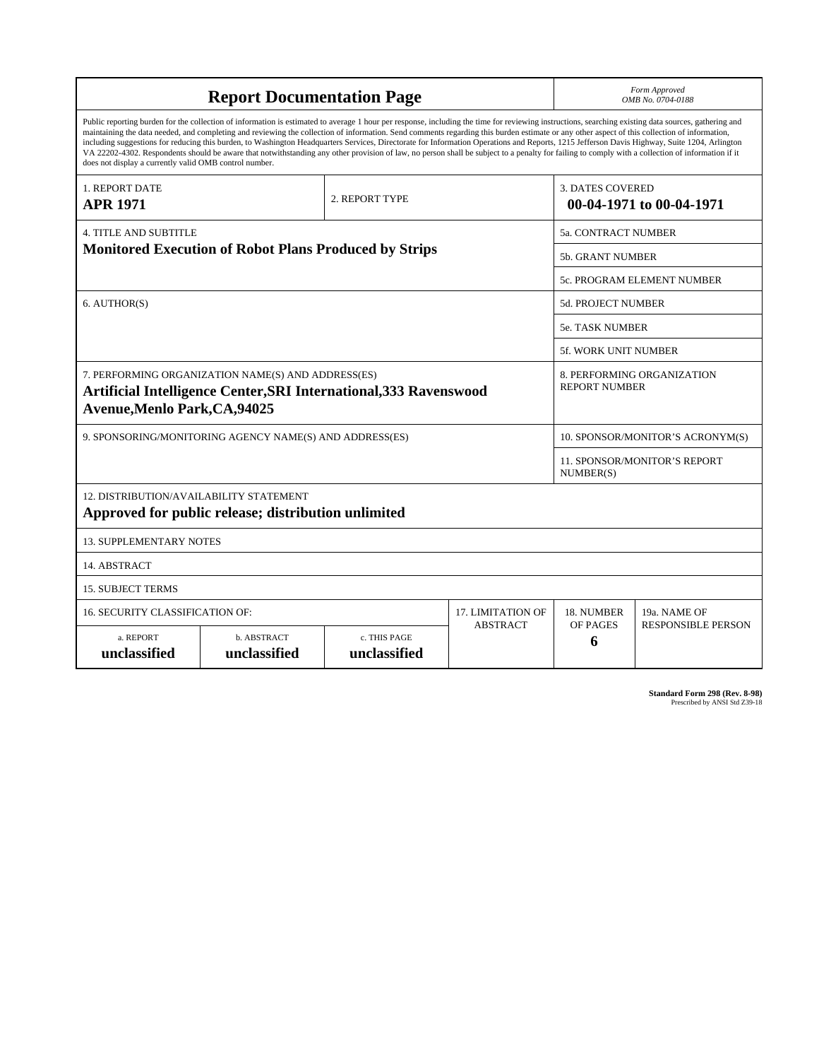# Report Documentation Page

*Form Approved*
*OMB No. 0704-0188*

Public reporting burden for the collection of information is estimated to average 1 hour per response, including the time for reviewing instructions, searching existing data sources, gathering and maintaining the data needed, and completing and reviewing the collection of information. Send comments regarding this burden estimate or any other aspect of this collection of information, including suggestions for reducing this burden, to Washington Headquarters Services, Directorate for Information Operations and Reports, 1215 Jefferson Davis Highway, Suite 1204, Arlington VA 22202-4302. Respondents should be aware that notwithstanding any other provision of law, no person shall be subject to a penalty for failing to comply with a collection of information if it does not display a currently valid OMB control number.

| | | |
|---|---|---|
| 1. REPORT DATE **APR 1971** | 2. REPORT TYPE | 3. DATES COVERED **00-04-1971 to 00-04-1971** |
| 4. TITLE AND SUBTITLE **Monitored Execution of Robot Plans Produced by Strips** | | 5a. CONTRACT NUMBER |
| | | 5b. GRANT NUMBER |
| | | 5c. PROGRAM ELEMENT NUMBER |
| 6. AUTHOR(S) | | 5d. PROJECT NUMBER |
| | | 5e. TASK NUMBER |
| | | 5f. WORK UNIT NUMBER |
| 7. PERFORMING ORGANIZATION NAME(S) AND ADDRESS(ES) **Artificial Intelligence Center,SRI International,333 Ravenswood Avenue,Menlo Park,CA,94025** | | 8. PERFORMING ORGANIZATION REPORT NUMBER |
| 9. SPONSORING/MONITORING AGENCY NAME(S) AND ADDRESS(ES) | | 10. SPONSOR/MONITOR'S ACRONYM(S) |
| | | 11. SPONSOR/MONITOR'S REPORT NUMBER(S) |

12. DISTRIBUTION/AVAILABILITY STATEMENT
**Approved for public release; distribution unlimited**

13. SUPPLEMENTARY NOTES

14. ABSTRACT

15. SUBJECT TERMS

| 16. SECURITY CLASSIFICATION OF: | | | 17. LIMITATION OF ABSTRACT | 18. NUMBER OF PAGES | 19a. NAME OF RESPONSIBLE PERSON |
|---|---|---|---|---|---|
| a. REPORT **unclassified** | b. ABSTRACT **unclassified** | c. THIS PAGE **unclassified** | | **6** | |

**Standard Form 298 (Rev. 8-98)**
Prescribed by ANSI Std Z39-18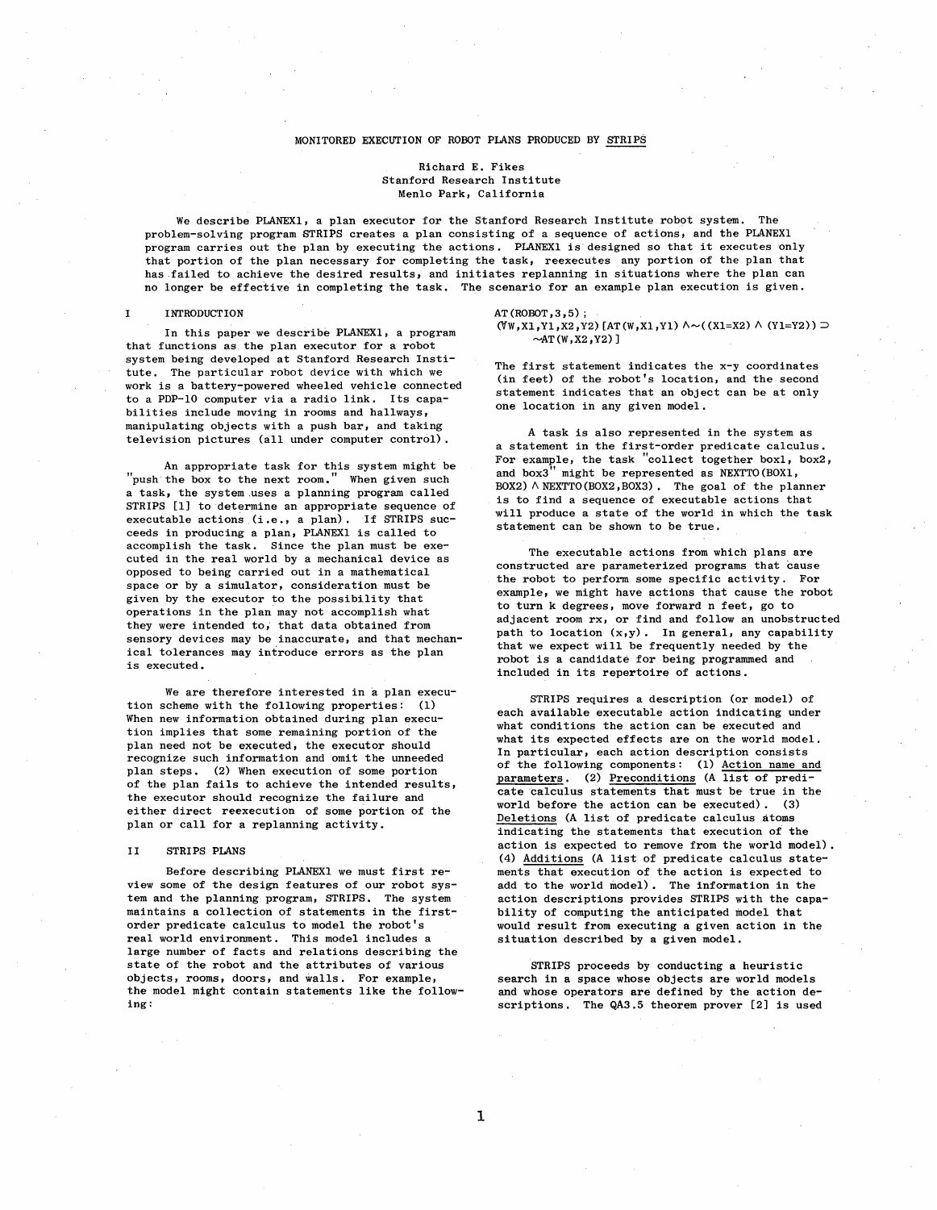# MONITORED EXECUTION OF ROBOT PLANS PRODUCED BY STRIPS

Richard E. Fikes
Stanford Research Institute
Menlo Park, California

We describe PLANEX1, a plan executor for the Stanford Research Institute robot system. The problem-solving program STRIPS creates a plan consisting of a sequence of actions, and the PLANEX1 program carries out the plan by executing the actions. PLANEX1 is designed so that it executes only that portion of the plan necessary for completing the task, reexecutes any portion of the plan that has failed to achieve the desired results, and initiates replanning in situations where the plan can no longer be effective in completing the task. The scenario for an example plan execution is given.

## I INTRODUCTION

In this paper we describe PLANEX1, a program that functions as the plan executor for a robot system being developed at Stanford Research Institute. The particular robot device with which we work is a battery-powered wheeled vehicle connected to a PDP-10 computer via a radio link. Its capabilities include moving in rooms and hallways, manipulating objects with a push bar, and taking television pictures (all under computer control).

An appropriate task for this system might be "push the box to the next room." When given such a task, the system uses a planning program called STRIPS [1] to determine an appropriate sequence of executable actions (i.e., a plan). If STRIPS succeeds in producing a plan, PLANEX1 is called to accomplish the task. Since the plan must be executed in the real world by a mechanical device as opposed to being carried out in a mathematical space or by a simulator, consideration must be given by the executor to the possibility that operations in the plan may not accomplish what they were intended to, that data obtained from sensory devices may be inaccurate, and that mechanical tolerances may introduce errors as the plan is executed.

We are therefore interested in a plan execution scheme with the following properties: (1) When new information obtained during plan execution implies that some remaining portion of the plan need not be executed, the executor should recognize such information and omit the unneeded plan steps. (2) When execution of some portion of the plan fails to achieve the intended results, the executor should recognize the failure and either direct reexecution of some portion of the plan or call for a replanning activity.

## II STRIPS PLANS

Before describing PLANEX1 we must first review some of the design features of our robot system and the planning program, STRIPS. The system maintains a collection of statements in the first-order predicate calculus to model the robot's real world environment. This model includes a large number of facts and relations describing the state of the robot and the attributes of various objects, rooms, doors, and walls. For example, the model might contain statements like the following:

AT(ROBOT,3,5) ;
$(\forall W,X1,Y1,X2,Y2)[AT(W,X1,Y1) \wedge \sim((X1=X2) \wedge (Y1=Y2)) \supset \sim AT(W,X2,Y2)]$

The first statement indicates the x-y coordinates (in feet) of the robot's location, and the second statement indicates that an object can be at only one location in any given model.

A task is also represented in the system as a statement in the first-order predicate calculus. For example, the task "collect together box1, box2, and box3" might be represented as $NEXTTO(BOX1, BOX2) \wedge NEXTTO(BOX2,BOX3)$. The goal of the planner is to find a sequence of executable actions that will produce a state of the world in which the task statement can be shown to be true.

The executable actions from which plans are constructed are parameterized programs that cause the robot to perform some specific activity. For example, we might have actions that cause the robot to turn k degrees, move forward n feet, go to adjacent room rx, or find and follow an unobstructed path to location (x,y). In general, any capability that we expect will be frequently needed by the robot is a candidate for being programmed and included in its repertoire of actions.

STRIPS requires a description (or model) of each available executable action indicating under what conditions the action can be executed and what its expected effects are on the world model. In particular, each action description consists of the following components: (1) Action name and parameters. (2) Preconditions (A list of predicate calculus statements that must be true in the world before the action can be executed). (3) Deletions (A list of predicate calculus atoms indicating the statements that execution of the action is expected to remove from the world model). (4) Additions (A list of predicate calculus statements that execution of the action is expected to add to the world model). The information in the action descriptions provides STRIPS with the capability of computing the anticipated model that would result from executing a given action in the situation described by a given model.

STRIPS proceeds by conducting a heuristic search in a space whose objects are world models and whose operators are defined by the action descriptions. The QA3.5 theorem prover [2] is used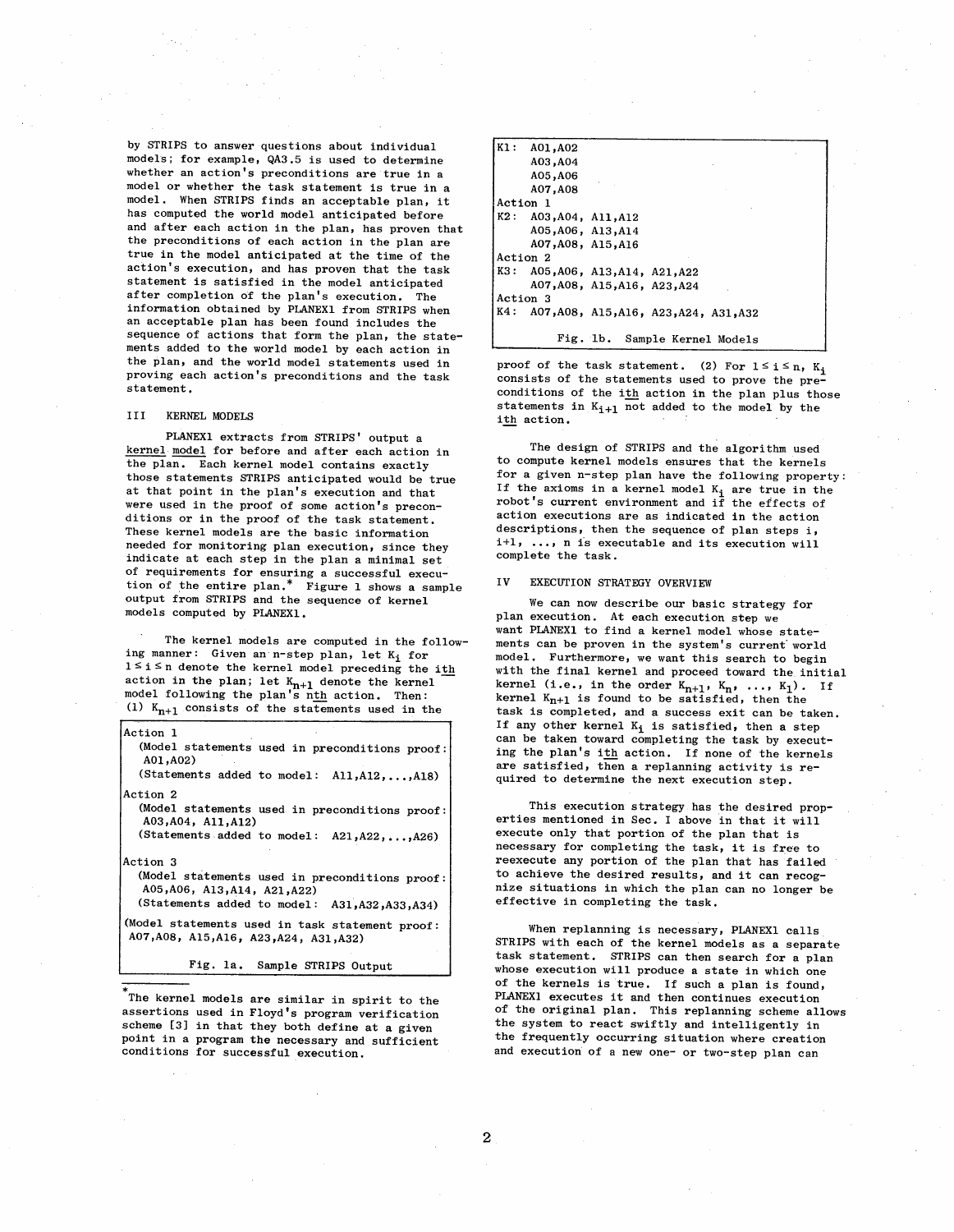by STRIPS to answer questions about individual models; for example, QA3.5 is used to determine whether an action's preconditions are true in a model or whether the task statement is true in a model. When STRIPS finds an acceptable plan, it has computed the world model anticipated before and after each action in the plan, has proven that the preconditions of each action in the plan are true in the model anticipated at the time of the action's execution, and has proven that the task statement is satisfied in the model anticipated after completion of the plan's execution. The information obtained by PLANEX1 from STRIPS when an acceptable plan has been found includes the sequence of actions that form the plan, the statements added to the world model by each action in the plan, and the world model statements used in proving each action's preconditions and the task statement.

## III KERNEL MODELS

PLANEX1 extracts from STRIPS' output a <u>kernel model</u> for before and after each action in the plan. Each kernel model contains exactly those statements STRIPS anticipated would be true at that point in the plan's execution and that were used in the proof of some action's preconditions or in the proof of the task statement. These kernel models are the basic information needed for monitoring plan execution, since they indicate at each step in the plan a minimal set of requirements for ensuring a successful execution of the entire plan.* Figure 1 shows a sample output from STRIPS and the sequence of kernel models computed by PLANEX1.

The kernel models are computed in the following manner: Given an n-step plan, let $K_i$ for $1 \leq i \leq n$ denote the kernel model preceding the <u>ith</u> action in the plan; let $K_{n+1}$ denote the kernel model following the plan's <u>nth</u> action. Then: (1) $K_{n+1}$ consists of the statements used in the proof of the task statement. (2) For $1 \leq i \leq n$, $K_i$ consists of the statements used to prove the preconditions of the <u>ith</u> action in the plan plus those statements in $K_{i+1}$ not added to the model by the <u>ith</u> action.

```
Action 1
  (Model statements used in preconditions proof:
   A01,A02)
  (Statements added to model:  A11,A12,...,A18)
Action 2
  (Model statements used in preconditions proof:
   A03,A04, A11,A12)
  (Statements added to model:  A21,A22,...,A26)
Action 3
  (Model statements used in preconditions proof:
   A05,A06, A13,A14, A21,A22)
  (Statements added to model:  A31,A32,A33,A34)
(Model statements used in task statement proof:
 A07,A08, A15,A16, A23,A24, A31,A32)
```

Fig. 1a. Sample STRIPS Output

```
K1:  A01,A02
     A03,A04
     A05,A06
     A07,A08
Action 1
K2:  A03,A04, A11,A12
     A05,A06, A13,A14
     A07,A08, A15,A16
Action 2
K3:  A05,A06, A13,A14, A21,A22
     A07,A08, A15,A16, A23,A24
Action 3
K4:  A07,A08, A15,A16, A23,A24, A31,A32
```

Fig. 1b. Sample Kernel Models

*The kernel models are similar in spirit to the assertions used in Floyd's program verification scheme [3] in that they both define at a given point in a program the necessary and sufficient conditions for successful execution.

The design of STRIPS and the algorithm used to compute kernel models ensures that the kernels for a given n-step plan have the following property: If the axioms in a kernel model $K_i$ are true in the robot's current environment and if the effects of action executions are as indicated in the action descriptions, then the sequence of plan steps i, i+1, ..., n is executable and its execution will complete the task.

## IV EXECUTION STRATEGY OVERVIEW

We can now describe our basic strategy for plan execution. At each execution step we want PLANEX1 to find a kernel model whose statements can be proven in the system's current world model. Furthermore, we want this search to begin with the final kernel and proceed toward the initial kernel (i.e., in the order $K_{n+1}$, $K_n$, ..., $K_1$). If kernel $K_{n+1}$ is found to be satisfied, then the task is completed, and a success exit can be taken. If any other kernel $K_i$ is satisfied, then a step can be taken toward completing the task by executing the plan's <u>ith</u> action. If none of the kernels are satisfied, then a replanning activity is required to determine the next execution step.

This execution strategy has the desired properties mentioned in Sec. I above in that it will execute only that portion of the plan that is necessary for completing the task, it is free to reexecute any portion of the plan that has failed to achieve the desired results, and it can recognize situations in which the plan can no longer be effective in completing the task.

When replanning is necessary, PLANEX1 calls STRIPS with each of the kernel models as a separate task statement. STRIPS can then search for a plan whose execution will produce a state in which one of the kernels is true. If such a plan is found, PLANEX1 executes it and then continues execution of the original plan. This replanning scheme allows the system to react swiftly and intelligently in the frequently occurring situation where creation and execution of a new one- or two-step plan can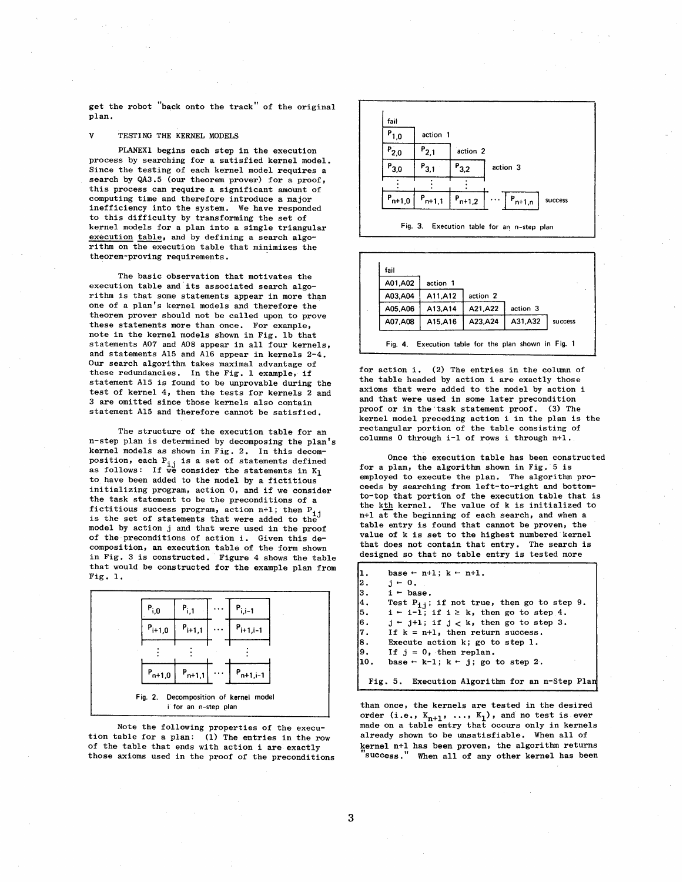get the robot "back onto the track" of the original plan.

## V TESTING THE KERNEL MODELS

PLANEX1 begins each step in the execution process by searching for a satisfied kernel model. Since the testing of each kernel model requires a search by QA3.5 (our theorem prover) for a proof, this process can require a significant amount of computing time and therefore introduce a major inefficiency into the system. We have responded to this difficulty by transforming the set of kernel models for a plan into a single triangular execution table, and by defining a search algorithm on the execution table that minimizes the theorem-proving requirements.

The basic observation that motivates the execution table and its associated search algorithm is that some statements appear in more than one of a plan's kernel models and therefore the theorem prover should not be called upon to prove these statements more than once. For example, note in the kernel models shown in Fig. 1b that statements A07 and A08 appear in all four kernels, and statements A15 and A16 appear in kernels 2-4. Our search algorithm takes maximal advantage of these redundancies. In the Fig. 1 example, if statement A15 is found to be unprovable during the test of kernel 4, then the tests for kernels 2 and 3 are omitted since those kernels also contain statement A15 and therefore cannot be satisfied.

The structure of the execution table for an n-step plan is determined by decomposing the plan's kernel models as shown in Fig. 2. In this decomposition, each $P_{ij}$ is a set of statements defined as follows: If we consider the statements in $K_1$ to have been added to the model by a fictitious initializing program, action 0, and if we consider the task statement to be the preconditions of a fictitious success program, action n+1; then $P_{ij}$ is the set of statements that were added to the model by action j and that were used in the proof of the preconditions of action i. Given this decomposition, an execution table of the form shown in Fig. 3 is constructed. Figure 4 shows the table that would be constructed for the example plan from Fig. 1.

| $P_{i,0}$ | $P_{i,1}$ | ... | $P_{i,i-1}$ |
|---|---|---|---|
| $P_{i+1,0}$ | $P_{i+1,1}$ | ... | $P_{i+1,i-1}$ |
| ⋮ | ⋮ | | ⋮ |
| $P_{n+1,0}$ | $P_{n+1,1}$ | ... | $P_{n+1,i-1}$ |

Fig. 2. Decomposition of kernel model i for an n-step plan

Note the following properties of the execution table for a plan: (1) The entries in the row of the table that ends with action i are exactly those axioms used in the proof of the preconditions for action i. (2) The entries in the column of the table headed by action i are exactly those axioms that were added to the model by action i and that were used in some later precondition proof or in the task statement proof. (3) The kernel model preceding action i in the plan is the rectangular portion of the table consisting of columns 0 through i-1 of rows i through n+1.

| fail | | | | |
|---|---|---|---|---|
| $P_{1,0}$ | action 1 | | | |
| $P_{2,0}$ | $P_{2,1}$ | action 2 | | |
| $P_{3,0}$ | $P_{3,1}$ | $P_{3,2}$ | action 3 | |
| ⋮ | ⋮ | ⋮ | | |
| $P_{n+1,0}$ | $P_{n+1,1}$ | $P_{n+1,2}$ | ... $P_{n+1,n}$ | success |

Fig. 3. Execution table for an n-step plan

| fail | | | | |
|---|---|---|---|---|
| A01,A02 | action 1 | | | |
| A03,A04 | A11,A12 | action 2 | | |
| A05,A06 | A13,A14 | A21,A22 | action 3 | |
| A07,A08 | A15,A16 | A23,A24 | A31,A32 | success |

Fig. 4. Execution table for the plan shown in Fig. 1

Once the execution table has been constructed for a plan, the algorithm shown in Fig. 5 is employed to execute the plan. The algorithm proceeds by searching from left-to-right and bottom-to-top that portion of the execution table that is the kth kernel. The value of k is initialized to n+1 at the beginning of each search, and when a table entry is found that cannot be proven, the value of k is set to the highest numbered kernel that does not contain that entry. The search is designed so that no table entry is tested more than once, the kernels are tested in the desired order (i.e., $K_{n+1}$, ..., $K_1$), and no test is ever made on a table entry that occurs only in kernels already shown to be unsatisfiable. When all of kernel n+1 has been proven, the algorithm returns "success." When all of any other kernel has been

```
1.   base ← n+1; k ← n+1.
2.   j ← 0.
3.   i ← base.
4.   Test P_ij; if not true, then go to step 9.
5.   i ← i-1; if i ≥ k, then go to step 4.
6.   j ← j+1; if j < k, then go to step 3.
7.   If k = n+1, then return success.
8.   Execute action k; go to step 1.
9.   If j = 0, then replan.
10.  base ← k-1; k ← j; go to step 2.
```

Fig. 5. Execution Algorithm for an n-Step Plan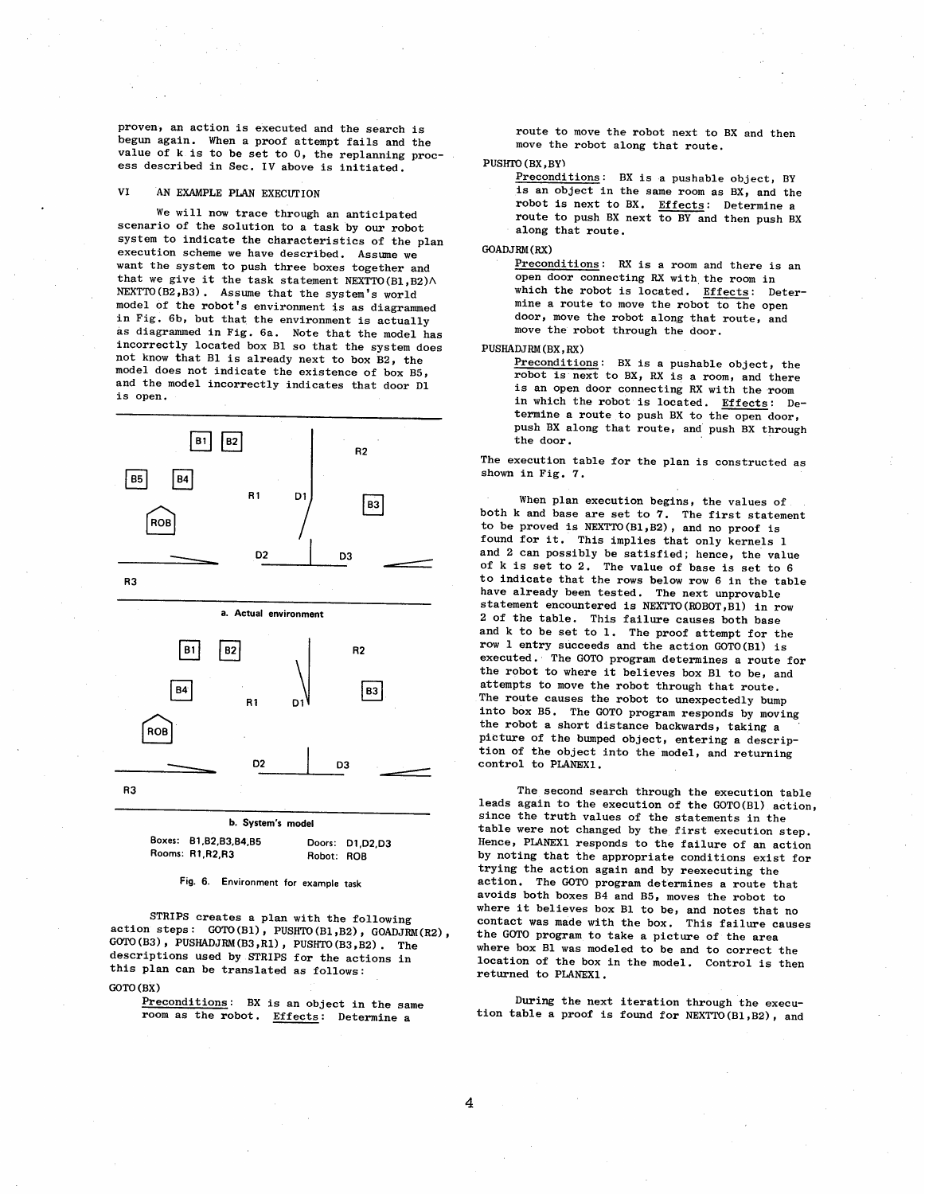proven, an action is executed and the search is begun again. When a proof attempt fails and the value of k is to be set to 0, the replanning process described in Sec. IV above is initiated.

## VI AN EXAMPLE PLAN EXECUTION

We will now trace through an anticipated scenario of the solution to a task by our robot system to indicate the characteristics of the plan execution scheme we have described. Assume we want the system to push three boxes together and that we give it the task statement NEXTTO(B1,B2)∧ NEXTTO(B2,B3). Assume that the system's world model of the robot's environment is as diagrammed in Fig. 6b, but that the environment is actually as diagrammed in Fig. 6a. Note that the model has incorrectly located box B1 so that the system does not know that B1 is already next to box B2, the model does not indicate the existence of box B5, and the model incorrectly indicates that door D1 is open.

a. Actual environment

b. System's model

Boxes: B1,B2,B3,B4,B5 Doors: D1,D2,D3
Rooms: R1,R2,R3 Robot: ROB

Fig. 6. Environment for example task

STRIPS creates a plan with the following action steps: GOTO(B1), PUSHTO(B1,B2), GOADJRM(R2), GOTO(B3), PUSHADJRM(B3,R1), PUSHTO(B3,B2). The descriptions used by STRIPS for the actions in this plan can be translated as follows:

GOTO(BX)
: Preconditions: BX is an object in the same room as the robot. Effects: Determine a route to move the robot next to BX and then move the robot along that route.

PUSHTO(BX,BY)
: Preconditions: BX is a pushable object, BY is an object in the same room as BX, and the robot is next to BX. Effects: Determine a route to push BX next to BY and then push BX along that route.

GOADJRM(RX)
: Preconditions: RX is a room and there is an open door connecting RX with the room in which the robot is located. Effects: Determine a route to move the robot to the open door, move the robot along that route, and move the robot through the door.

PUSHADJRM(BX,RX)
: Preconditions: BX is a pushable object, the robot is next to BX, RX is a room, and there is an open door connecting RX with the room in which the robot is located. Effects: Determine a route to push BX to the open door, push BX along that route, and push BX through the door.

The execution table for the plan is constructed as shown in Fig. 7.

When plan execution begins, the values of both k and base are set to 7. The first statement to be proved is NEXTTO(B1,B2), and no proof is found for it. This implies that only kernels 1 and 2 can possibly be satisfied; hence, the value of k is set to 2. The value of base is set to 6 to indicate that the rows below row 6 in the table have already been tested. The next unprovable statement encountered is NEXTTO(ROBOT,B1) in row 2 of the table. This failure causes both base and k to be set to 1. The proof attempt for the row 1 entry succeeds and the action GOTO(B1) is executed. The GOTO program determines a route for the robot to where it believes box B1 to be, and attempts to move the robot through that route. The route causes the robot to unexpectedly bump into box B5. The GOTO program responds by moving the robot a short distance backwards, taking a picture of the bumped object, entering a description of the object into the model, and returning control to PLANEX1.

The second search through the execution table leads again to the execution of the GOTO(B1) action, since the truth values of the statements in the table were not changed by the first execution step. Hence, PLANEX1 responds to the failure of an action by noting that the appropriate conditions exist for trying the action again and by reexecuting the action. The GOTO program determines a route that avoids both boxes B4 and B5, moves the robot to where it believes box B1 to be, and notes that no contact was made with the box. This failure causes the GOTO program to take a picture of the area where box B1 was modeled to be and to correct the location of the box in the model. Control is then returned to PLANEX1.

During the next iteration through the execution table a proof is found for NEXTTO(B1,B2), and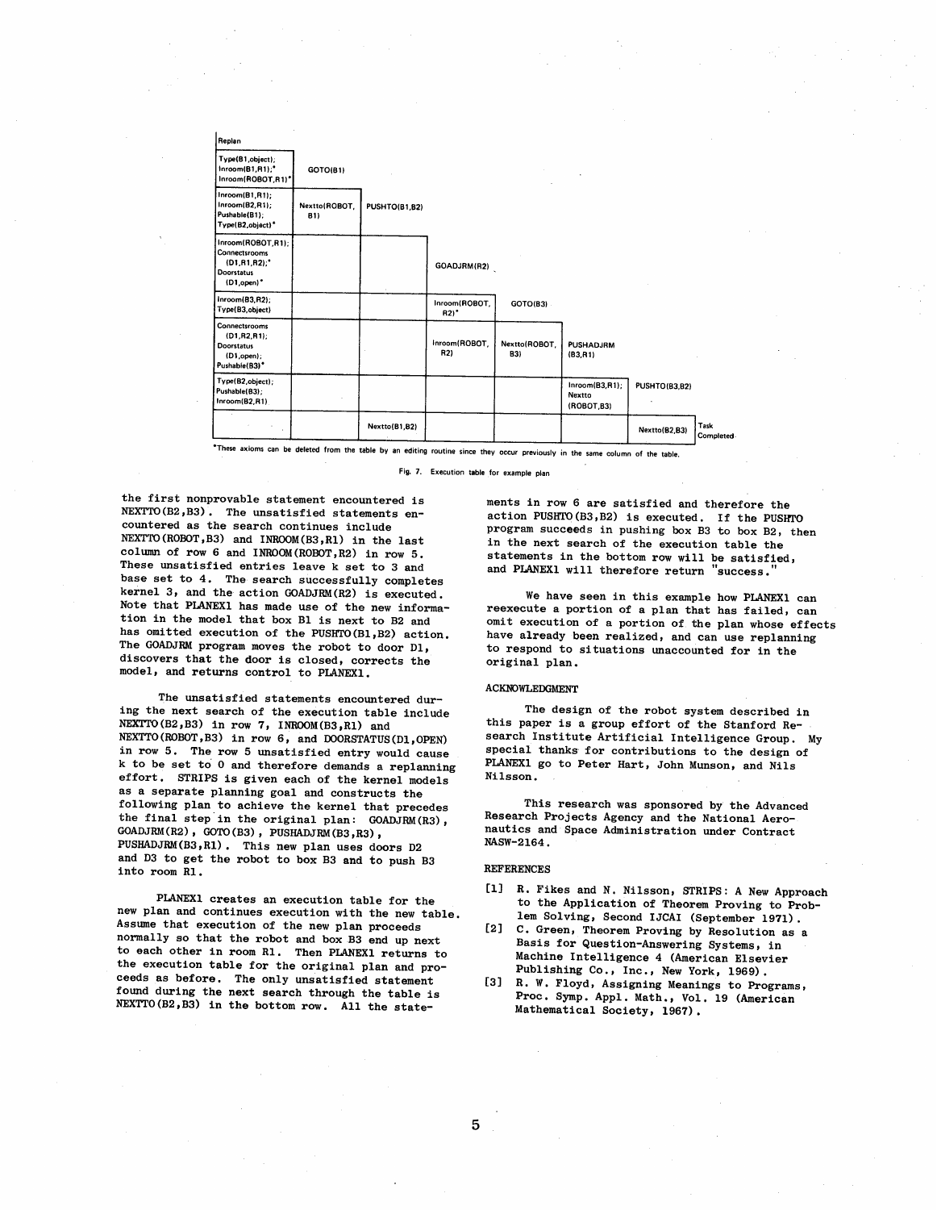| Replan | | | | | | | |
|---|---|---|---|---|---|---|---|
| Type(B1,object); Inroom(B1,R1);* Inroom(ROBOT,R1)* | GOTO(B1) | | | | | | |
| Inroom(B1,R1); Inroom(B2,R1); Pushable(B1); Type(B2,object)* | Nextto(ROBOT, B1) | PUSHTO(B1,B2) | | | | | |
| Inroom(ROBOT,R1); Connectsrooms (D1,R1,R2);* Doorstatus (D1,open)* | | | GOADJRM(R2) | | | | |
| Inroom(B3,R2); Type(B3,object) | | | Inroom(ROBOT, R2)* | GOTO(B3) | | | |
| Connectsrooms (D1,R2,R1); Doorstatus (D1,open); Pushable(B3)* | | | Inroom(ROBOT, R2) | Nextto(ROBOT, B3) | PUSHADJRM (B3,R1) | | |
| Type(B2,object); Pushable(B3); Inroom(B2,R1) | | | | | Inroom(B3,R1); Nextto (ROBOT,B3) | PUSHTO(B3,B2) | |
| | | Nextto(B1,B2) | | | | Nextto(B2,B3) | Task Completed |

*These axioms can be deleted from the table by an editing routine since they occur previously in the same column of the table.

Fig. 7. Execution table for example plan

the first nonprovable statement encountered is NEXTTO(B2,B3). The unsatisfied statements encountered as the search continues include NEXTTO(ROBOT,B3) and INROOM(B3,R1) in the last column of row 6 and INROOM(ROBOT,R2) in row 5. These unsatisfied entries leave k set to 3 and base set to 4. The search successfully completes kernel 3, and the action GOADJRM(R2) is executed. Note that PLANEX1 has made use of the new information in the model that box B1 is next to B2 and has omitted execution of the PUSHTO(B1,B2) action. The GOADJRM program moves the robot to door D1, discovers that the door is closed, corrects the model, and returns control to PLANEX1.

The unsatisfied statements encountered during the next search of the execution table include NEXTTO(B2,B3) in row 7, INROOM(B3,R1) and NEXTTO(ROBOT,B3) in row 6, and DOORSTATUS(D1,OPEN) in row 5. The row 5 unsatisfied entry would cause k to be set to 0 and therefore demands a replanning effort. STRIPS is given each of the kernel models as a separate planning goal and constructs the following plan to achieve the kernel that precedes the final step in the original plan: GOADJRM(R3), GOADJRM(R2), GOTO(B3), PUSHADJRM(B3,R3), PUSHADJRM(B3,R1). This new plan uses doors D2 and D3 to get the robot to box B3 and to push B3 into room R1.

PLANEX1 creates an execution table for the new plan and continues execution with the new table. Assume that execution of the new plan proceeds normally so that the robot and box B3 end up next to each other in room R1. Then PLANEX1 returns to the execution table for the original plan and proceeds as before. The only unsatisfied statement found during the next search through the table is NEXTTO(B2,B3) in the bottom row. All the statements in row 6 are satisfied and therefore the action PUSHTO(B3,B2) is executed. If the PUSHTO program succeeds in pushing box B3 to box B2, then in the next search of the execution table the statements in the bottom row will be satisfied, and PLANEX1 will therefore return "success."

We have seen in this example how PLANEX1 can reexecute a portion of a plan that has failed, can omit execution of a portion of the plan whose effects have already been realized, and can use replanning to respond to situations unaccounted for in the original plan.

## ACKNOWLEDGMENT

The design of the robot system described in this paper is a group effort of the Stanford Research Institute Artificial Intelligence Group. My special thanks for contributions to the design of PLANEX1 go to Peter Hart, John Munson, and Nils Nilsson.

This research was sponsored by the Advanced Research Projects Agency and the National Aeronautics and Space Administration under Contract NASW-2164.

## REFERENCES

[1] R. Fikes and N. Nilsson, STRIPS: A New Approach to the Application of Theorem Proving to Problem Solving, Second IJCAI (September 1971).

[2] C. Green, Theorem Proving by Resolution as a Basis for Question-Answering Systems, in Machine Intelligence 4 (American Elsevier Publishing Co., Inc., New York, 1969).

[3] R. W. Floyd, Assigning Meanings to Programs, Proc. Symp. Appl. Math., Vol. 19 (American Mathematical Society, 1967).